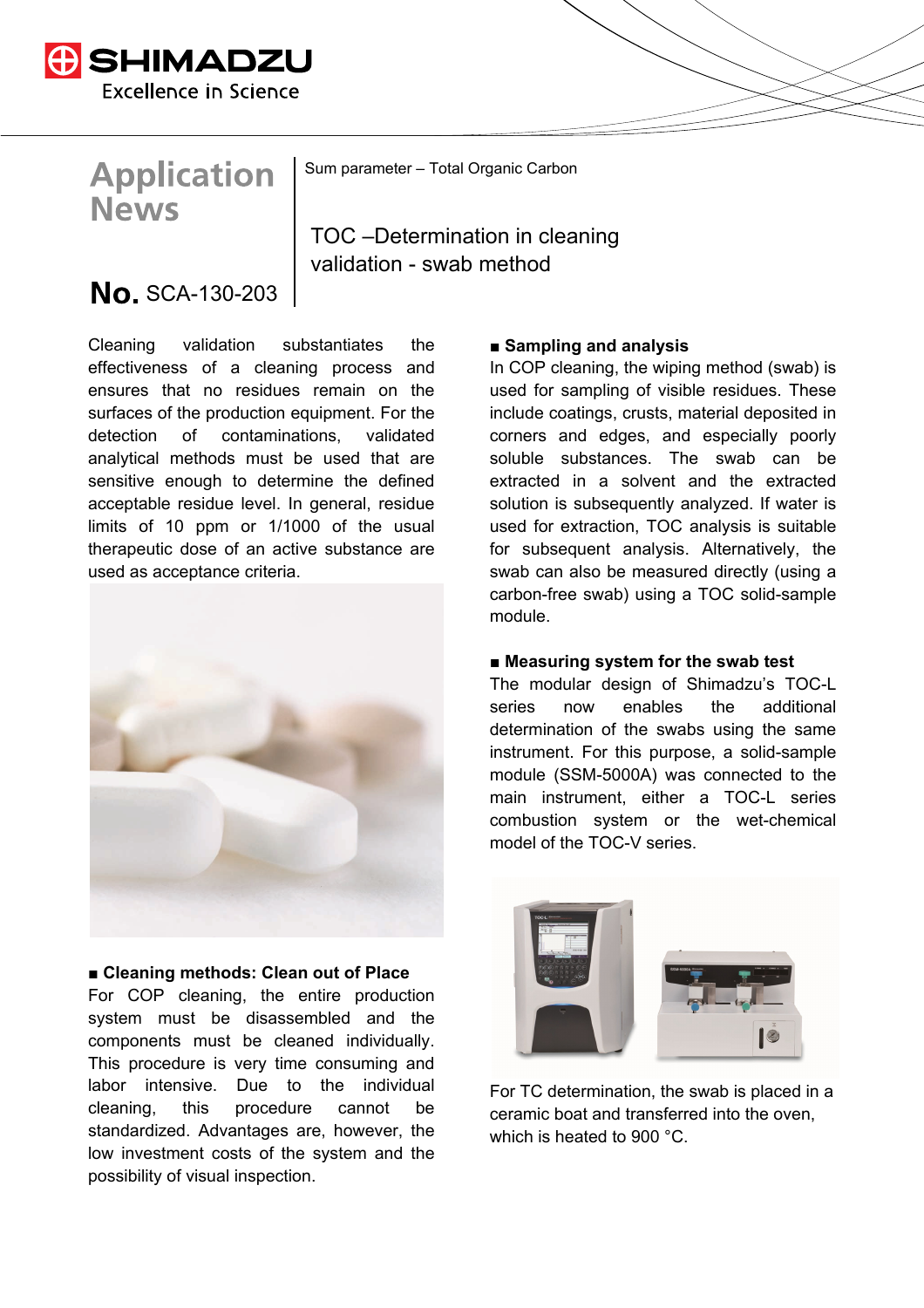# Application News

Sum parameter – Total Organic Carbon

## TOC –Determination in cleaning validation - swab method

**No.** SCA-130-203

Cleaning validation substantiates the effectiveness of a cleaning process and ensures that no residues remain on the surfaces of the production equipment. For the detection of contaminations, validated analytical methods must be used that are sensitive enough to determine the defined acceptable residue level. In general, residue limits of 10 ppm or 1/1000 of the usual therapeutic dose of an active substance are used as acceptance criteria.

### ■ Cleaning methods: Clean out of Place

For COP cleaning, the entire production system must be disassembled and the components must be cleaned individually. This procedure is very time consuming and labor intensive. Due to the individual cleaning, this procedure cannot be standardized. Advantages are, however, the low investment costs of the system and the possibility of visual inspection.

### ■ Sampling and analysis

In COP cleaning, the wiping method (swab) is used for sampling of visible residues. These include coatings, crusts, material deposited in corners and edges, and especially poorly soluble substances. The swab can be extracted in a solvent and the extracted solution is subsequently analyzed. If water is used for extraction, TOC analysis is suitable for subsequent analysis. Alternatively, the swab can also be measured directly (using a carbon-free swab) using a TOC solid-sample module.

### ■ Measuring system for the swab test

The modular design of Shimadzu's TOC-L series now enables the additional determination of the swabs using the same instrument. For this purpose, a solid-sample module (SSM-5000A) was connected to the main instrument, either a TOC-L series combustion system or the wet-chemical model of the TOC-V series.

For TC determination, the swab is placed in a ceramic boat and transferred into the oven, which is heated to 900 °C.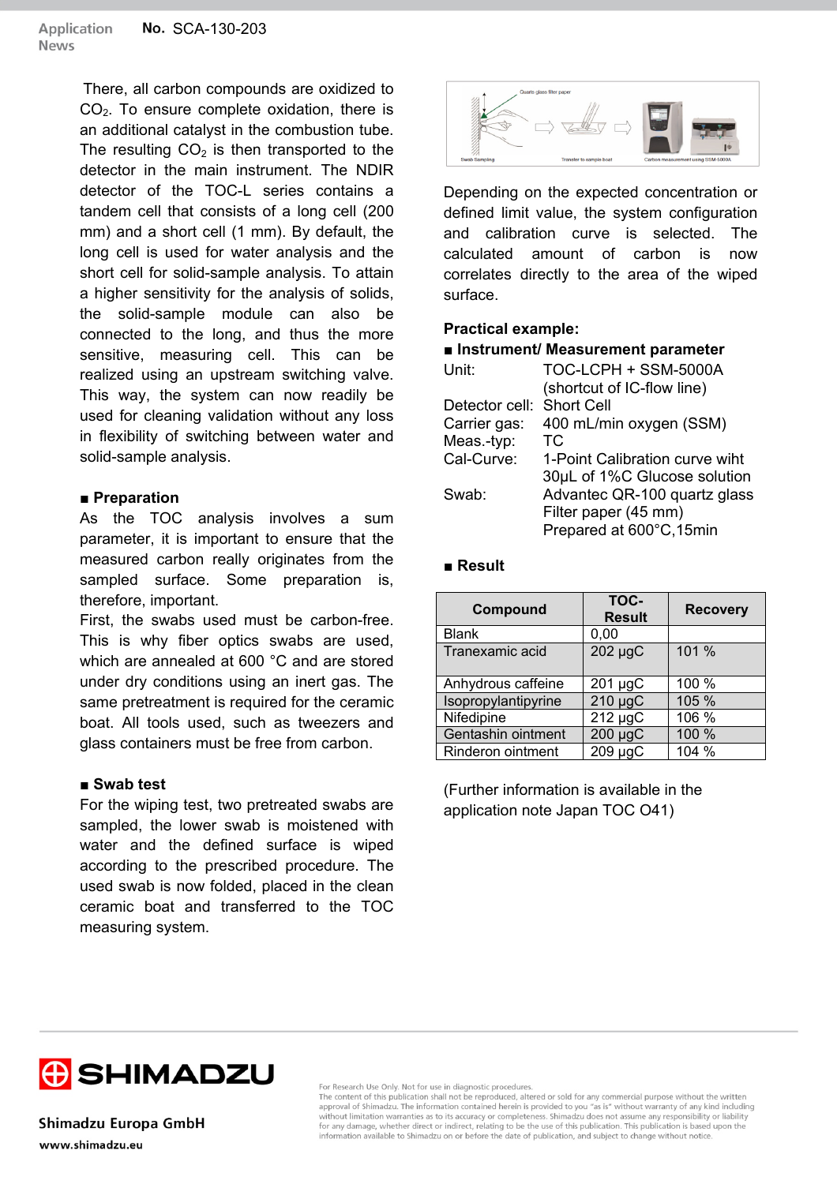There, all carbon compounds are oxidized to $CO_2$. To ensure complete oxidation, there is an additional catalyst in the combustion tube. The resulting $CO_2$ is then transported to the detector in the main instrument. The NDIR detector of the TOC-L series contains a tandem cell that consists of a long cell (200 mm) and a short cell (1 mm). By default, the long cell is used for water analysis and the short cell for solid-sample analysis. To attain a higher sensitivity for the analysis of solids, the solid-sample module can also be connected to the long, and thus the more sensitive, measuring cell. This can be realized using an upstream switching valve. This way, the system can now readily be used for cleaning validation without any loss in flexibility of switching between water and solid-sample analysis.

### ■ Preparation

As the TOC analysis involves a sum parameter, it is important to ensure that the measured carbon really originates from the sampled surface. Some preparation is, therefore, important.
First, the swabs used must be carbon-free. This is why fiber optics swabs are used, which are annealed at 600 °C and are stored under dry conditions using an inert gas. The same pretreatment is required for the ceramic boat. All tools used, such as tweezers and glass containers must be free from carbon.

### ■ Swab test

For the wiping test, two pretreated swabs are sampled, the lower swab is moistened with water and the defined surface is wiped according to the prescribed procedure. The used swab is now folded, placed in the clean ceramic boat and transferred to the TOC measuring system.

Quartz glass filter paper

Swab Sampling

Transfer to sample boat

Carbon measurement using SSM-5000A

Depending on the expected concentration or defined limit value, the system configuration and calibration curve is selected. The calculated amount of carbon is now correlates directly to the area of the wiped surface.

**Practical example:**

**■ Instrument/ Measurement parameter**

| | |
|---|---|
| Unit: | TOC-LCPH + SSM-5000A (shortcut of IC-flow line) |
| Detector cell: | Short Cell |
| Carrier gas: | 400 mL/min oxygen (SSM) |
| Meas.-typ: | TC |
| Cal-Curve: | 1-Point Calibration curve wiht 30µL of 1%C Glucose solution |
| Swab: | Advantec QR-100 quartz glass Filter paper (45 mm) Prepared at 600°C,15min |

### ■ Result

| Compound | TOC-Result | Recovery |
|---|---|---|
| Blank | 0,00 | |
| Tranexamic acid | 202 µgC | 101 % |
| Anhydrous caffeine | 201 µgC | 100 % |
| Isopropylantipyrine | 210 µgC | 105 % |
| Nifedipine | 212 µgC | 106 % |
| Gentashin ointment | 200 µgC | 100 % |
| Rinderon ointment | 209 µgC | 104 % |

(Further information is available in the application note Japan TOC O41)

Shimadzu Europa GmbH
www.shimadzu.eu

For Research Use Only. Not for use in diagnostic procedures.
The content of this publication shall not be reproduced, altered or sold for any commercial purpose without the written approval of Shimadzu. The information contained herein is provided to you "as is" without warranty of any kind including without limitation warranties as to its accuracy or completeness. Shimadzu does not assume any responsibility or liability for any damage, whether direct or indirect, relating to be the use of this publication. This publication is based upon the information available to Shimadzu on or before the date of publication, and subject to change without notice.